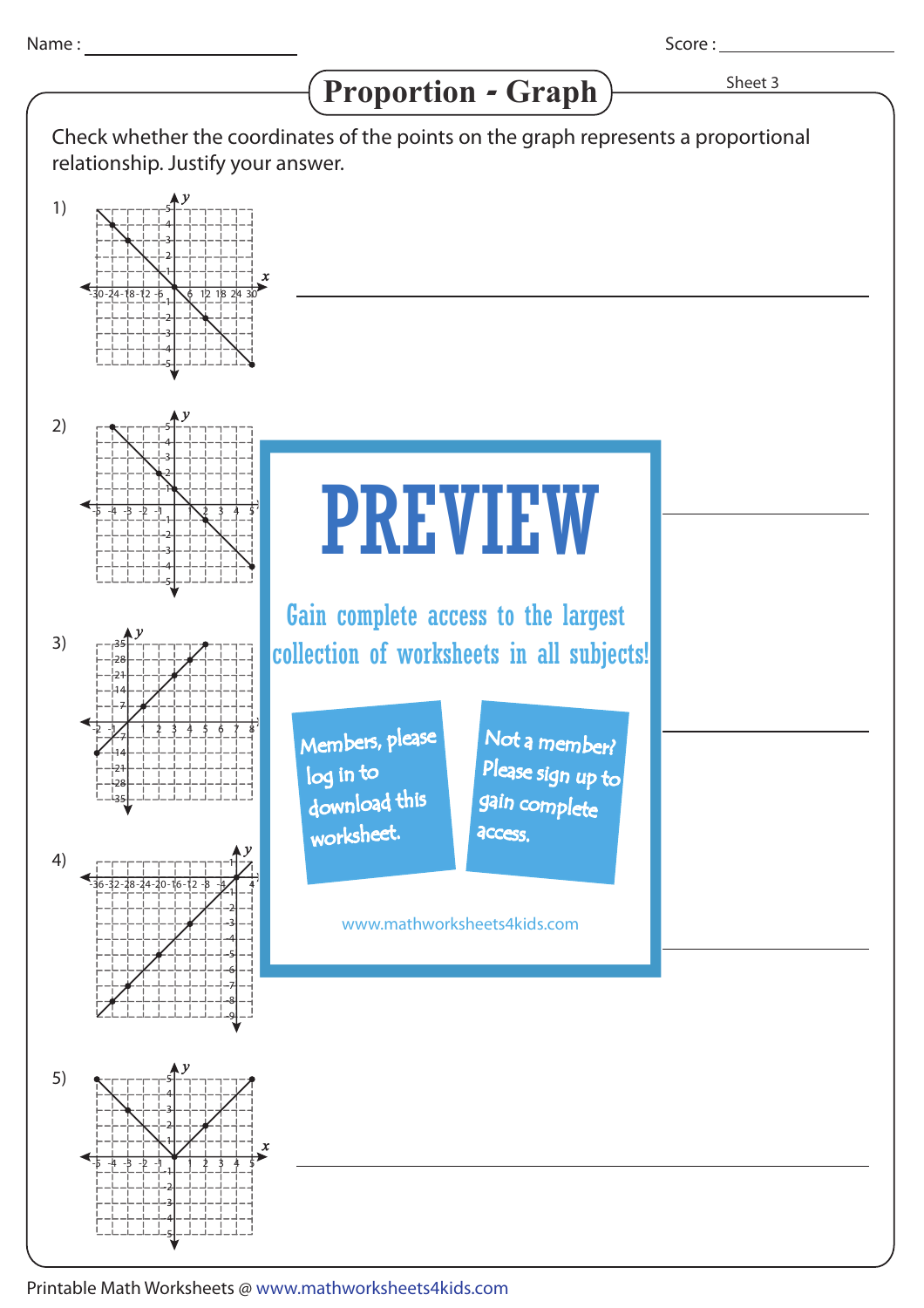Name : ______________ Score : ______________

# Proportion - Graph

Sheet 3

Check whether the coordinates of the points on the graph represents a proportional relationship. Justify your answer.

1) ______________________________

2) ______________________________

3) ______________________________

4) ______________________________

5) ______________________________

PREVIEW

Gain complete access to the largest collection of worksheets in all subjects!

Members, please log in to download this worksheet.

Not a member? Please sign up to gain complete access.

www.mathworksheets4kids.com

Printable Math Worksheets @ www.mathworksheets4kids.com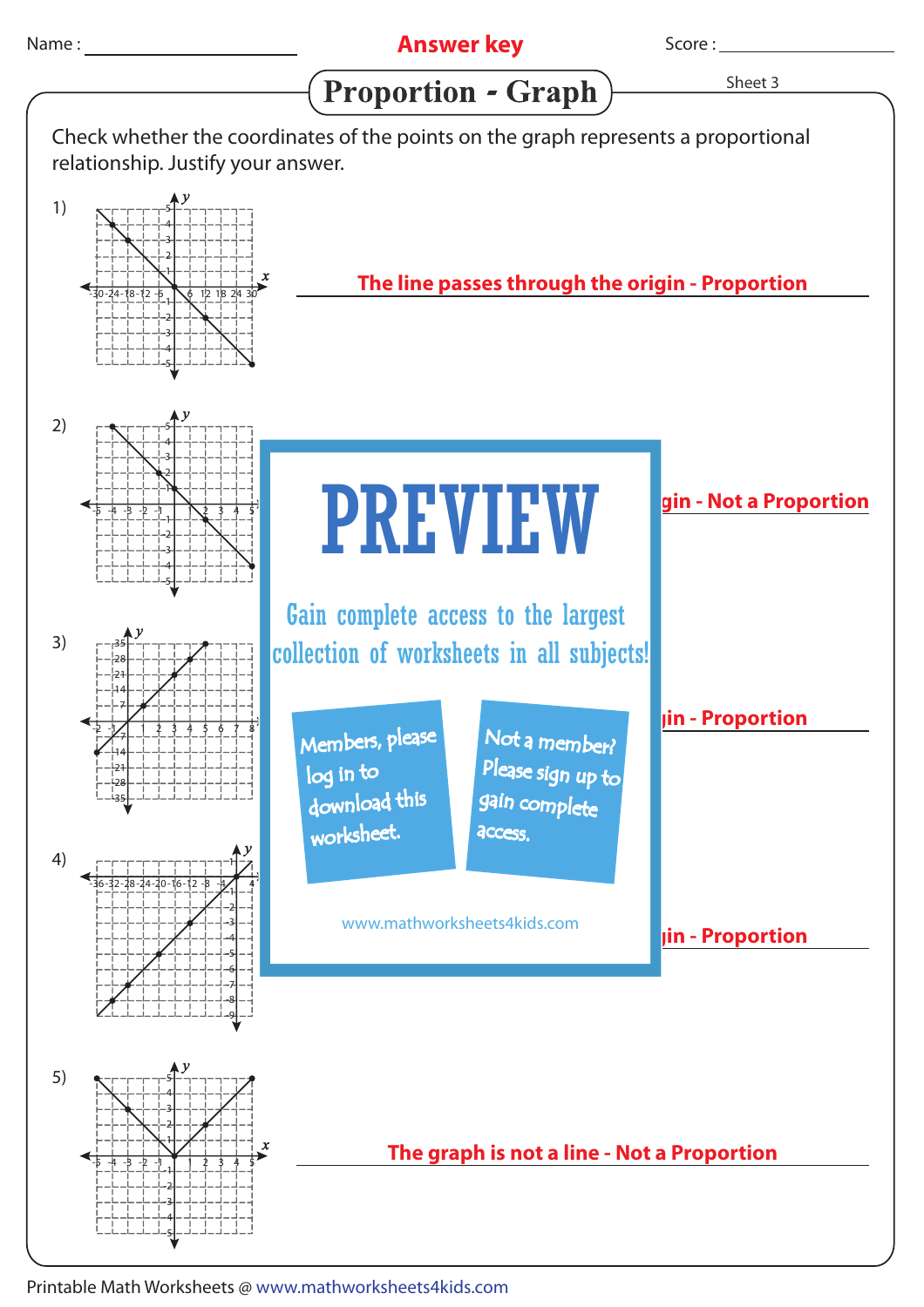Name : ________________ **Answer key** Score : ________________

# Proportion - Graph

Sheet 3

Check whether the coordinates of the points on the graph represents a proportional relationship. Justify your answer.

1)

y
5
4
3
2
1
x
-30 -24 -18 -12 -6 6 12 18 24 30
-1
-2
-3
-4
-5

**The line passes through the origin - Proportion**

2)

y
5
4
3
2
1
-5 -4 -3 -2 -1 2 3 4 5
-1
-2
-3
-4
-5

**gin - Not a Proportion**

3)

y
35
28
21
14
7
-2 -1 1 2 3 4 5 6 7 8
-7
-14
-21
-28
-35

**gin - Proportion**

4)

y
1
-36 -32 -28 -24 -20 -16 -12 -8 -4 4
-2
-3
-4
-5
-6
-7
-8
-9

**gin - Proportion**

PREVIEW

Gain complete access to the largest collection of worksheets in all subjects!

Members, please log in to download this worksheet.

Not a member? Please sign up to gain complete access.

www.mathworksheets4kids.com

5)

y
5
4
3
2
1
x
-5 -4 -3 -2 -1 1 2 3 4 5
-1
-2
-3
-4
-5

**The graph is not a line - Not a Proportion**

Printable Math Worksheets @ www.mathworksheets4kids.com